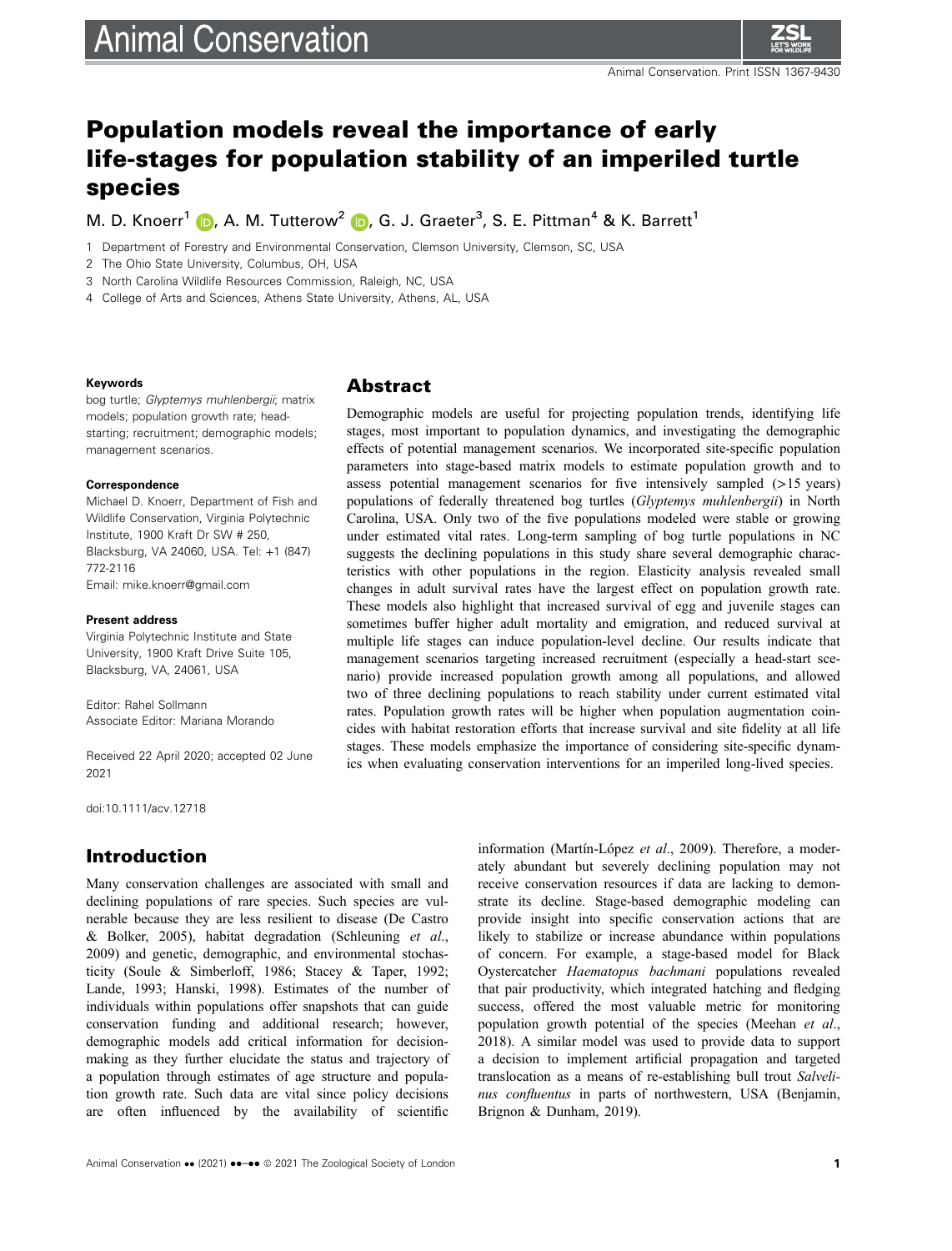# Population models reveal the importance of early life-stages for population stability of an imperiled turtle species

M. D. Knoerr[1], A. M. Tutterow[2], G. J. Graeter[3], S. E. Pittman[4] & K. Barrett[1]

1 Department of Forestry and Environmental Conservation, Clemson University, Clemson, SC, USA

2 The Ohio State University, Columbus, OH, USA

3 North Carolina Wildlife Resources Commission, Raleigh, NC, USA

4 College of Arts and Sciences, Athens State University, Athens, AL, USA

**Keywords**

bog turtle; *Glyptemys muhlenbergii*; matrix models; population growth rate; head-starting; recruitment; demographic models; management scenarios.

**Correspondence**

Michael D. Knoerr, Department of Fish and Wildlife Conservation, Virginia Polytechnic Institute, 1900 Kraft Dr SW # 250, Blacksburg, VA 24060, USA. Tel: +1 (847) 772-2116

Email: mike.knoerr@gmail.com

**Present address**

Virginia Polytechnic Institute and State University, 1900 Kraft Drive Suite 105, Blacksburg, VA, 24061, USA

Editor: Rahel Sollmann

Associate Editor: Mariana Morando

Received 22 April 2020; accepted 02 June 2021

doi:10.1111/acv.12718

## Abstract

Demographic models are useful for projecting population trends, identifying life stages, most important to population dynamics, and investigating the demographic effects of potential management scenarios. We incorporated site-specific population parameters into stage-based matrix models to estimate population growth and to assess potential management scenarios for five intensively sampled (>15 years) populations of federally threatened bog turtles (*Glyptemys muhlenbergii*) in North Carolina, USA. Only two of the five populations modeled were stable or growing under estimated vital rates. Long-term sampling of bog turtle populations in NC suggests the declining populations in this study share several demographic characteristics with other populations in the region. Elasticity analysis revealed small changes in adult survival rates have the largest effect on population growth rate. These models also highlight that increased survival of egg and juvenile stages can sometimes buffer higher adult mortality and emigration, and reduced survival at multiple life stages can induce population-level decline. Our results indicate that management scenarios targeting increased recruitment (especially a head-start scenario) provide increased population growth among all populations, and allowed two of three declining populations to reach stability under current estimated vital rates. Population growth rates will be higher when population augmentation coincides with habitat restoration efforts that increase survival and site fidelity at all life stages. These models emphasize the importance of considering site-specific dynamics when evaluating conservation interventions for an imperiled long-lived species.

## Introduction

Many conservation challenges are associated with small and declining populations of rare species. Such species are vulnerable because they are less resilient to disease (De Castro & Bolker, 2005), habitat degradation (Schleuning *et al*., 2009) and genetic, demographic, and environmental stochasticity (Soule & Simberloff, 1986; Stacey & Taper, 1992; Lande, 1993; Hanski, 1998). Estimates of the number of individuals within populations offer snapshots that can guide conservation funding and additional research; however, demographic models add critical information for decision-making as they further elucidate the status and trajectory of a population through estimates of age structure and population growth rate. Such data are vital since policy decisions are often influenced by the availability of scientific information (Martín-López *et al*., 2009). Therefore, a moderately abundant but severely declining population may not receive conservation resources if data are lacking to demonstrate its decline. Stage-based demographic modeling can provide insight into specific conservation actions that are likely to stabilize or increase abundance within populations of concern. For example, a stage-based model for Black Oystercatcher *Haematopus bachmani* populations revealed that pair productivity, which integrated hatching and fledging success, offered the most valuable metric for monitoring population growth potential of the species (Meehan *et al*., 2018). A similar model was used to provide data to support a decision to implement artificial propagation and targeted translocation as a means of re-establishing bull trout *Salvelinus confluentus* in parts of northwestern, USA (Benjamin, Brignon & Dunham, 2019).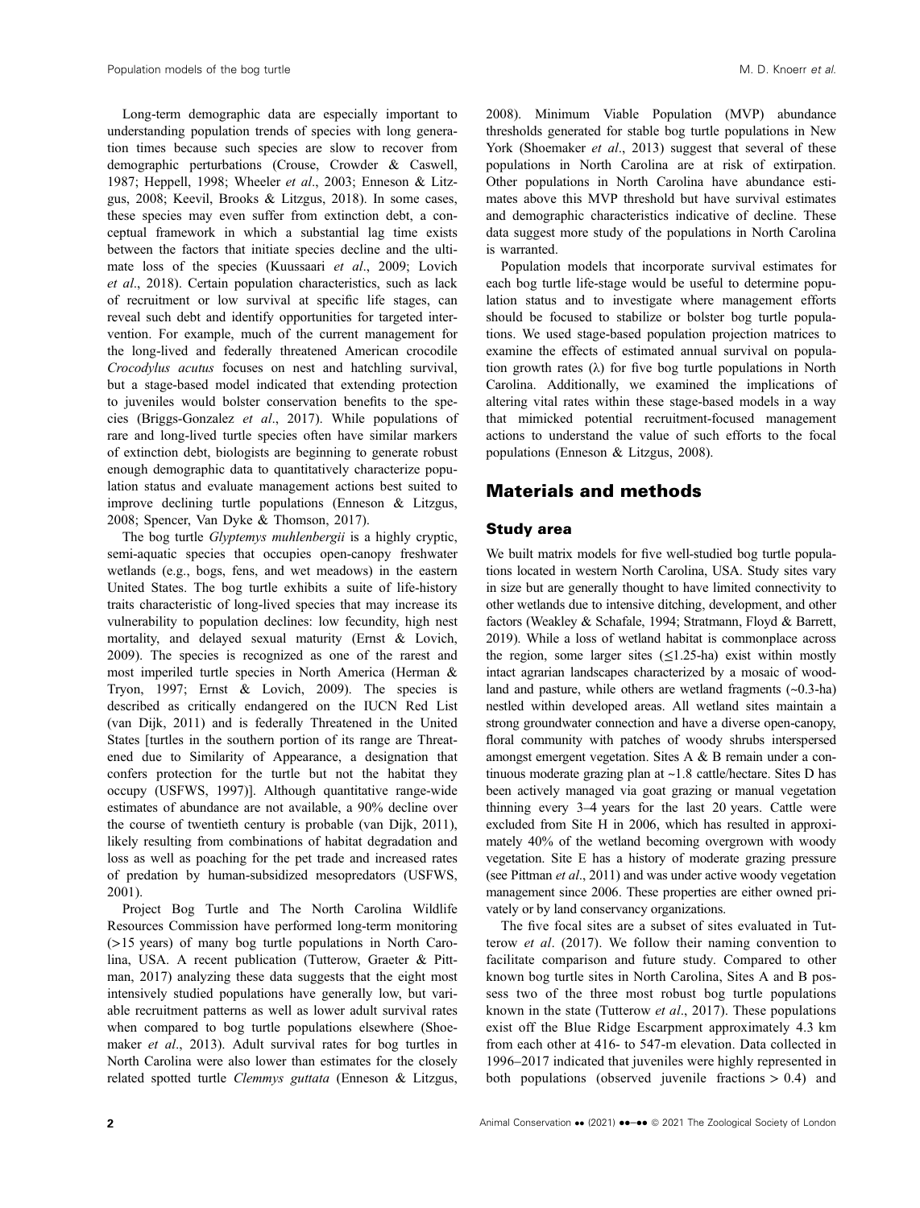Long-term demographic data are especially important to understanding population trends of species with long generation times because such species are slow to recover from demographic perturbations (Crouse, Crowder & Caswell, 1987; Heppell, 1998; Wheeler *et al*., 2003; Enneson & Litzgus, 2008; Keevil, Brooks & Litzgus, 2018). In some cases, these species may even suffer from extinction debt, a conceptual framework in which a substantial lag time exists between the factors that initiate species decline and the ultimate loss of the species (Kuussaari *et al*., 2009; Lovich *et al*., 2018). Certain population characteristics, such as lack of recruitment or low survival at specific life stages, can reveal such debt and identify opportunities for targeted intervention. For example, much of the current management for the long-lived and federally threatened American crocodile *Crocodylus acutus* focuses on nest and hatchling survival, but a stage-based model indicated that extending protection to juveniles would bolster conservation benefits to the species (Briggs-Gonzalez *et al*., 2017). While populations of rare and long-lived turtle species often have similar markers of extinction debt, biologists are beginning to generate robust enough demographic data to quantitatively characterize population status and evaluate management actions best suited to improve declining turtle populations (Enneson & Litzgus, 2008; Spencer, Van Dyke & Thomson, 2017).

The bog turtle *Glyptemys muhlenbergii* is a highly cryptic, semi-aquatic species that occupies open-canopy freshwater wetlands (e.g., bogs, fens, and wet meadows) in the eastern United States. The bog turtle exhibits a suite of life-history traits characteristic of long-lived species that may increase its vulnerability to population declines: low fecundity, high nest mortality, and delayed sexual maturity (Ernst & Lovich, 2009). The species is recognized as one of the rarest and most imperiled turtle species in North America (Herman & Tryon, 1997; Ernst & Lovich, 2009). The species is described as critically endangered on the IUCN Red List (van Dijk, 2011) and is federally Threatened in the United States [turtles in the southern portion of its range are Threatened due to Similarity of Appearance, a designation that confers protection for the turtle but not the habitat they occupy (USFWS, 1997)]. Although quantitative range-wide estimates of abundance are not available, a 90% decline over the course of twentieth century is probable (van Dijk, 2011), likely resulting from combinations of habitat degradation and loss as well as poaching for the pet trade and increased rates of predation by human-subsidized mesopredators (USFWS, 2001).

Project Bog Turtle and The North Carolina Wildlife Resources Commission have performed long-term monitoring (>15 years) of many bog turtle populations in North Carolina, USA. A recent publication (Tutterow, Graeter & Pittman, 2017) analyzing these data suggests that the eight most intensively studied populations have generally low, but variable recruitment patterns as well as lower adult survival rates when compared to bog turtle populations elsewhere (Shoemaker *et al*., 2013). Adult survival rates for bog turtles in North Carolina were also lower than estimates for the closely related spotted turtle *Clemmys guttata* (Enneson & Litzgus, 2008). Minimum Viable Population (MVP) abundance thresholds generated for stable bog turtle populations in New York (Shoemaker *et al*., 2013) suggest that several of these populations in North Carolina are at risk of extirpation. Other populations in North Carolina have abundance estimates above this MVP threshold but have survival estimates and demographic characteristics indicative of decline. These data suggest more study of the populations in North Carolina is warranted.

Population models that incorporate survival estimates for each bog turtle life-stage would be useful to determine population status and to investigate where management efforts should be focused to stabilize or bolster bog turtle populations. We used stage-based population projection matrices to examine the effects of estimated annual survival on population growth rates ($\lambda$) for five bog turtle populations in North Carolina. Additionally, we examined the implications of altering vital rates within these stage-based models in a way that mimicked potential recruitment-focused management actions to understand the value of such efforts to the focal populations (Enneson & Litzgus, 2008).

## Materials and methods

### Study area

We built matrix models for five well-studied bog turtle populations located in western North Carolina, USA. Study sites vary in size but are generally thought to have limited connectivity to other wetlands due to intensive ditching, development, and other factors (Weakley & Schafale, 1994; Stratmann, Floyd & Barrett, 2019). While a loss of wetland habitat is commonplace across the region, some larger sites ($\leq$1.25-ha) exist within mostly intact agrarian landscapes characterized by a mosaic of woodland and pasture, while others are wetland fragments (~0.3-ha) nestled within developed areas. All wetland sites maintain a strong groundwater connection and have a diverse open-canopy, floral community with patches of woody shrubs interspersed amongst emergent vegetation. Sites A & B remain under a continuous moderate grazing plan at ~1.8 cattle/hectare. Sites D has been actively managed via goat grazing or manual vegetation thinning every 3–4 years for the last 20 years. Cattle were excluded from Site H in 2006, which has resulted in approximately 40% of the wetland becoming overgrown with woody vegetation. Site E has a history of moderate grazing pressure (see Pittman *et al*., 2011) and was under active woody vegetation management since 2006. These properties are either owned privately or by land conservancy organizations.

The five focal sites are a subset of sites evaluated in Tutterow *et al*. (2017). We follow their naming convention to facilitate comparison and future study. Compared to other known bog turtle sites in North Carolina, Sites A and B possess two of the three most robust bog turtle populations known in the state (Tutterow *et al*., 2017). These populations exist off the Blue Ridge Escarpment approximately 4.3 km from each other at 416- to 547-m elevation. Data collected in 1996–2017 indicated that juveniles were highly represented in both populations (observed juvenile fractions > 0.4) and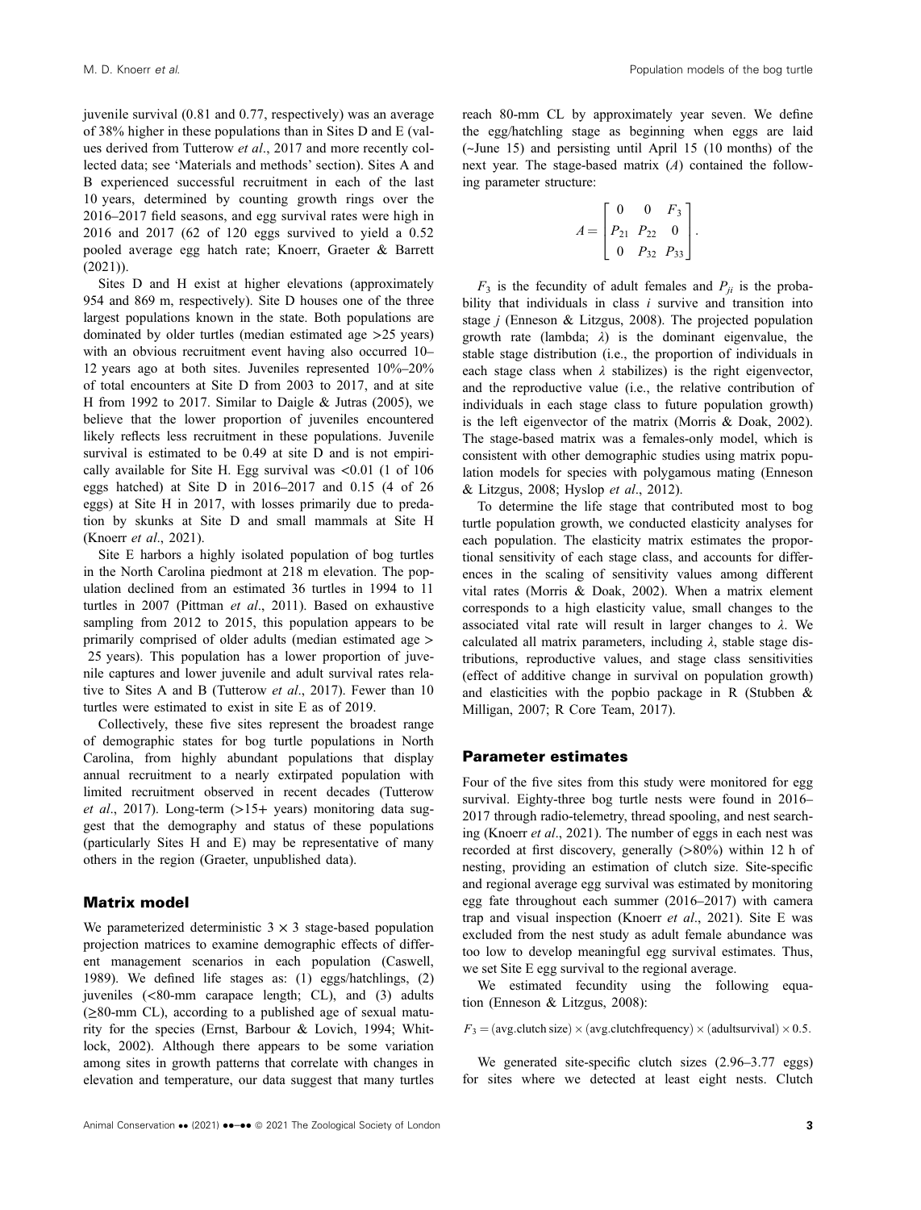juvenile survival (0.81 and 0.77, respectively) was an average of 38% higher in these populations than in Sites D and E (values derived from Tutterow *et al*., 2017 and more recently collected data; see 'Materials and methods' section). Sites A and B experienced successful recruitment in each of the last 10 years, determined by counting growth rings over the 2016–2017 field seasons, and egg survival rates were high in 2016 and 2017 (62 of 120 eggs survived to yield a 0.52 pooled average egg hatch rate; Knoerr, Graeter & Barrett (2021)).

Sites D and H exist at higher elevations (approximately 954 and 869 m, respectively). Site D houses one of the three largest populations known in the state. Both populations are dominated by older turtles (median estimated age >25 years) with an obvious recruitment event having also occurred 10–12 years ago at both sites. Juveniles represented 10%–20% of total encounters at Site D from 2003 to 2017, and at site H from 1992 to 2017. Similar to Daigle & Jutras (2005), we believe that the lower proportion of juveniles encountered likely reflects less recruitment in these populations. Juvenile survival is estimated to be 0.49 at site D and is not empirically available for Site H. Egg survival was <0.01 (1 of 106 eggs hatched) at Site D in 2016–2017 and 0.15 (4 of 26 eggs) at Site H in 2017, with losses primarily due to predation by skunks at Site D and small mammals at Site H (Knoerr *et al*., 2021).

Site E harbors a highly isolated population of bog turtles in the North Carolina piedmont at 218 m elevation. The population declined from an estimated 36 turtles in 1994 to 11 turtles in 2007 (Pittman *et al*., 2011). Based on exhaustive sampling from 2012 to 2015, this population appears to be primarily comprised of older adults (median estimated age > 25 years). This population has a lower proportion of juvenile captures and lower juvenile and adult survival rates relative to Sites A and B (Tutterow *et al*., 2017). Fewer than 10 turtles were estimated to exist in site E as of 2019.

Collectively, these five sites represent the broadest range of demographic states for bog turtle populations in North Carolina, from highly abundant populations that display annual recruitment to a nearly extirpated population with limited recruitment observed in recent decades (Tutterow *et al*., 2017). Long-term (>15+ years) monitoring data suggest that the demography and status of these populations (particularly Sites H and E) may be representative of many others in the region (Graeter, unpublished data).

## Matrix model

We parameterized deterministic $3 \times 3$ stage-based population projection matrices to examine demographic effects of different management scenarios in each population (Caswell, 1989). We defined life stages as: (1) eggs/hatchlings, (2) juveniles (<80-mm carapace length; CL), and (3) adults (≥80-mm CL), according to a published age of sexual maturity for the species (Ernst, Barbour & Lovich, 1994; Whitlock, 2002). Although there appears to be some variation among sites in growth patterns that correlate with changes in elevation and temperature, our data suggest that many turtles reach 80-mm CL by approximately year seven. We define the egg/hatchling stage as beginning when eggs are laid (~June 15) and persisting until April 15 (10 months) of the next year. The stage-based matrix ($A$) contained the following parameter structure:

$$A = \begin{bmatrix} 0 & 0 & F_3 \\ P_{21} & P_{22} & 0 \\ 0 & P_{32} & P_{33} \end{bmatrix}.$$

$F_3$ is the fecundity of adult females and $P_{ji}$ is the probability that individuals in class $i$ survive and transition into stage $j$ (Enneson & Litzgus, 2008). The projected population growth rate (lambda; $\lambda$) is the dominant eigenvalue, the stable stage distribution (i.e., the proportion of individuals in each stage class when $\lambda$ stabilizes) is the right eigenvector, and the reproductive value (i.e., the relative contribution of individuals in each stage class to future population growth) is the left eigenvector of the matrix (Morris & Doak, 2002). The stage-based matrix was a females-only model, which is consistent with other demographic studies using matrix population models for species with polygamous mating (Enneson & Litzgus, 2008; Hyslop *et al*., 2012).

To determine the life stage that contributed most to bog turtle population growth, we conducted elasticity analyses for each population. The elasticity matrix estimates the proportional sensitivity of each stage class, and accounts for differences in the scaling of sensitivity values among different vital rates (Morris & Doak, 2002). When a matrix element corresponds to a high elasticity value, small changes to the associated vital rate will result in larger changes to $\lambda$. We calculated all matrix parameters, including $\lambda$, stable stage distributions, reproductive values, and stage class sensitivities (effect of additive change in survival on population growth) and elasticities with the popbio package in R (Stubben & Milligan, 2007; R Core Team, 2017).

## Parameter estimates

Four of the five sites from this study were monitored for egg survival. Eighty-three bog turtle nests were found in 2016–2017 through radio-telemetry, thread spooling, and nest searching (Knoerr *et al*., 2021). The number of eggs in each nest was recorded at first discovery, generally (>80%) within 12 h of nesting, providing an estimation of clutch size. Site-specific and regional average egg survival was estimated by monitoring egg fate throughout each summer (2016–2017) with camera trap and visual inspection (Knoerr *et al*., 2021). Site E was excluded from the nest study as adult female abundance was too low to develop meaningful egg survival estimates. Thus, we set Site E egg survival to the regional average.

We estimated fecundity using the following equation (Enneson & Litzgus, 2008):

$$F_3 = (\text{avg.clutch size}) \times (\text{avg.clutchfrequency}) \times (\text{adultsurvival}) \times 0.5.$$

We generated site-specific clutch sizes (2.96–3.77 eggs) for sites where we detected at least eight nests. Clutch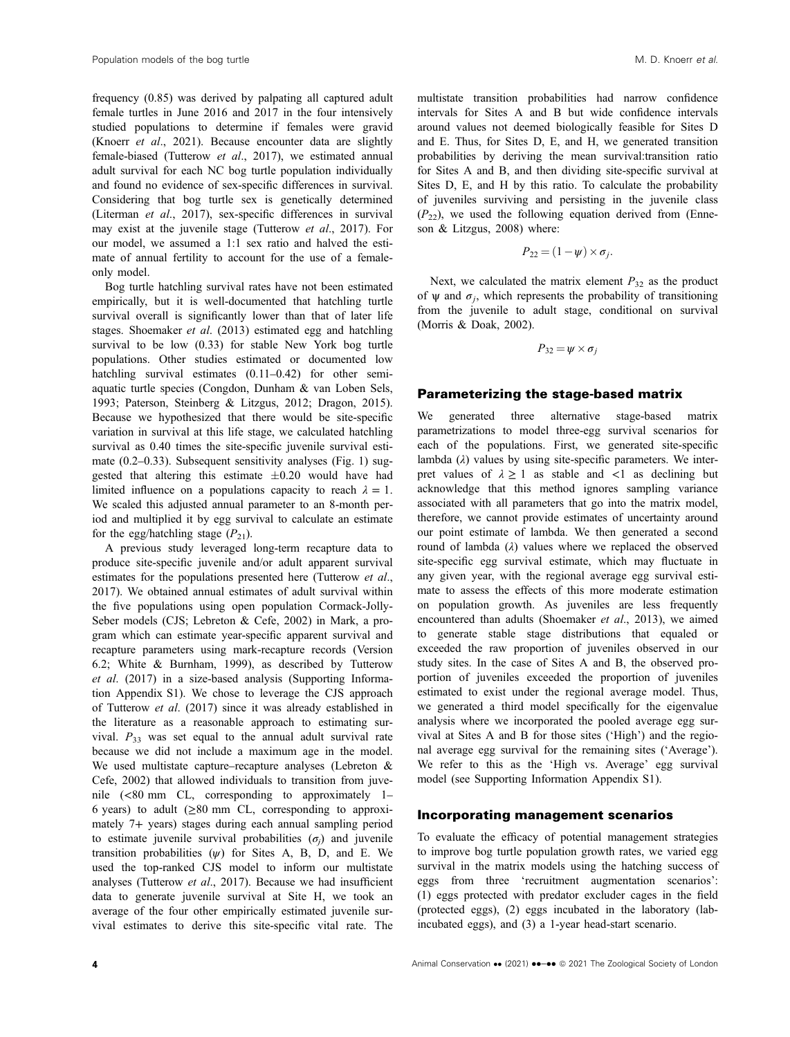frequency (0.85) was derived by palpating all captured adult female turtles in June 2016 and 2017 in the four intensively studied populations to determine if females were gravid (Knoerr *et al*., 2021). Because encounter data are slightly female-biased (Tutterow *et al*., 2017), we estimated annual adult survival for each NC bog turtle population individually and found no evidence of sex-specific differences in survival. Considering that bog turtle sex is genetically determined (Literman *et al*., 2017), sex-specific differences in survival may exist at the juvenile stage (Tutterow *et al*., 2017). For our model, we assumed a 1:1 sex ratio and halved the estimate of annual fertility to account for the use of a female-only model.

Bog turtle hatchling survival rates have not been estimated empirically, but it is well-documented that hatchling turtle survival overall is significantly lower than that of later life stages. Shoemaker *et al*. (2013) estimated egg and hatchling survival to be low (0.33) for stable New York bog turtle populations. Other studies estimated or documented low hatchling survival estimates (0.11–0.42) for other semi-aquatic turtle species (Congdon, Dunham & van Loben Sels, 1993; Paterson, Steinberg & Litzgus, 2012; Dragon, 2015). Because we hypothesized that there would be site-specific variation in survival at this life stage, we calculated hatchling survival as 0.40 times the site-specific juvenile survival estimate (0.2–0.33). Subsequent sensitivity analyses (Fig. 1) suggested that altering this estimate ±0.20 would have had limited influence on a populations capacity to reach $\lambda = 1$. We scaled this adjusted annual parameter to an 8-month period and multiplied it by egg survival to calculate an estimate for the egg/hatchling stage ($P_{21}$).

A previous study leveraged long-term recapture data to produce site-specific juvenile and/or adult apparent survival estimates for the populations presented here (Tutterow *et al*., 2017). We obtained annual estimates of adult survival within the five populations using open population Cormack-Jolly-Seber models (CJS; Lebreton & Cefe, 2002) in Mark, a program which can estimate year-specific apparent survival and recapture parameters using mark-recapture records (Version 6.2; White & Burnham, 1999), as described by Tutterow *et al*. (2017) in a size-based analysis (Supporting Information Appendix S1). We chose to leverage the CJS approach of Tutterow *et al*. (2017) since it was already established in the literature as a reasonable approach to estimating survival. $P_{33}$ was set equal to the annual adult survival rate because we did not include a maximum age in the model. We used multistate capture–recapture analyses (Lebreton & Cefe, 2002) that allowed individuals to transition from juvenile (<80 mm CL, corresponding to approximately 1–6 years) to adult (≥80 mm CL, corresponding to approximately 7+ years) stages during each annual sampling period to estimate juvenile survival probabilities ($\sigma_j$) and juvenile transition probabilities ($\psi$) for Sites A, B, D, and E. We used the top-ranked CJS model to inform our multistate analyses (Tutterow *et al*., 2017). Because we had insufficient data to generate juvenile survival at Site H, we took an average of the four other empirically estimated juvenile survival estimates to derive this site-specific vital rate. The multistate transition probabilities had narrow confidence intervals for Sites A and B but wide confidence intervals around values not deemed biologically feasible for Sites D and E. Thus, for Sites D, E, and H, we generated transition probabilities by deriving the mean survival:transition ratio for Sites A and B, and then dividing site-specific survival at Sites D, E, and H by this ratio. To calculate the probability of juveniles surviving and persisting in the juvenile class ($P_{22}$), we used the following equation derived from (Enneson & Litzgus, 2008) where:

$$P_{22} = (1 - \psi) \times \sigma_j.$$

Next, we calculated the matrix element $P_{32}$ as the product of $\psi$ and $\sigma_j$, which represents the probability of transitioning from the juvenile to adult stage, conditional on survival (Morris & Doak, 2002).

$$P_{32} = \psi \times \sigma_j$$

## Parameterizing the stage-based matrix

We generated three alternative stage-based matrix parametrizations to model three-egg survival scenarios for each of the populations. First, we generated site-specific lambda ($\lambda$) values by using site-specific parameters. We interpret values of $\lambda \geq 1$ as stable and <1 as declining but acknowledge that this method ignores sampling variance associated with all parameters that go into the matrix model, therefore, we cannot provide estimates of uncertainty around our point estimate of lambda. We then generated a second round of lambda ($\lambda$) values where we replaced the observed site-specific egg survival estimate, which may fluctuate in any given year, with the regional average egg survival estimate to assess the effects of this more moderate estimation on population growth. As juveniles are less frequently encountered than adults (Shoemaker *et al*., 2013), we aimed to generate stable stage distributions that equaled or exceeded the raw proportion of juveniles observed in our study sites. In the case of Sites A and B, the observed proportion of juveniles exceeded the proportion of juveniles estimated to exist under the regional average model. Thus, we generated a third model specifically for the eigenvalue analysis where we incorporated the pooled average egg survival at Sites A and B for those sites ('High') and the regional average egg survival for the remaining sites ('Average'). We refer to this as the 'High vs. Average' egg survival model (see Supporting Information Appendix S1).

## Incorporating management scenarios

To evaluate the efficacy of potential management strategies to improve bog turtle population growth rates, we varied egg survival in the matrix models using the hatching success of eggs from three 'recruitment augmentation scenarios': (1) eggs protected with predator excluder cages in the field (protected eggs), (2) eggs incubated in the laboratory (lab-incubated eggs), and (3) a 1-year head-start scenario.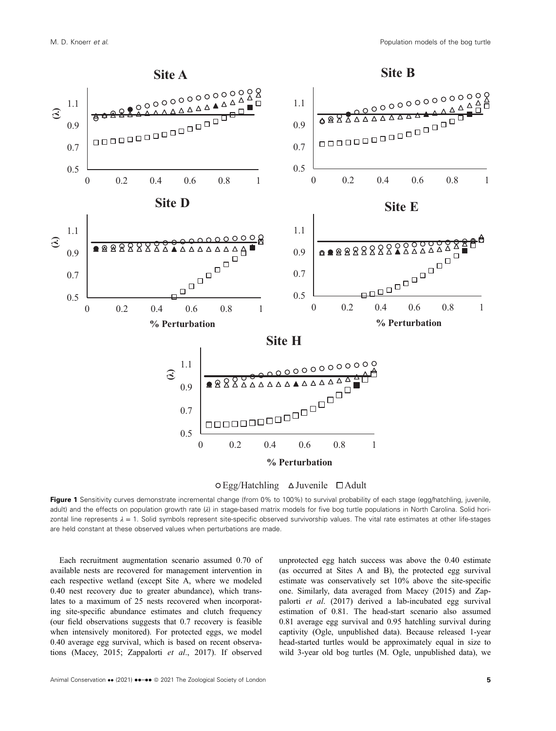Figure 1 Sensitivity curves demonstrate incremental change (from 0% to 100%) to survival probability of each stage (egg/hatchling, juvenile, adult) and the effects on population growth rate ($\lambda$) in stage-based matrix models for five bog turtle populations in North Carolina. Solid horizontal line represents $\lambda = 1$. Solid symbols represent site-specific observed survivorship values. The vital rate estimates at other life-stages are held constant at these observed values when perturbations are made.

Each recruitment augmentation scenario assumed 0.70 of available nests are recovered for management intervention in each respective wetland (except Site A, where we modeled 0.40 nest recovery due to greater abundance), which translates to a maximum of 25 nests recovered when incorporating site-specific abundance estimates and clutch frequency (our field observations suggests that 0.7 recovery is feasible when intensively monitored). For protected eggs, we model 0.40 average egg survival, which is based on recent observations (Macey, 2015; Zappalorti *et al*., 2017). If observed unprotected egg hatch success was above the 0.40 estimate (as occurred at Sites A and B), the protected egg survival estimate was conservatively set 10% above the site-specific one. Similarly, data averaged from Macey (2015) and Zappalorti *et al*. (2017) derived a lab-incubated egg survival estimation of 0.81. The head-start scenario also assumed 0.81 average egg survival and 0.95 hatchling survival during captivity (Ogle, unpublished data). Because released 1-year head-started turtles would be approximately equal in size to wild 3-year old bog turtles (M. Ogle, unpublished data), we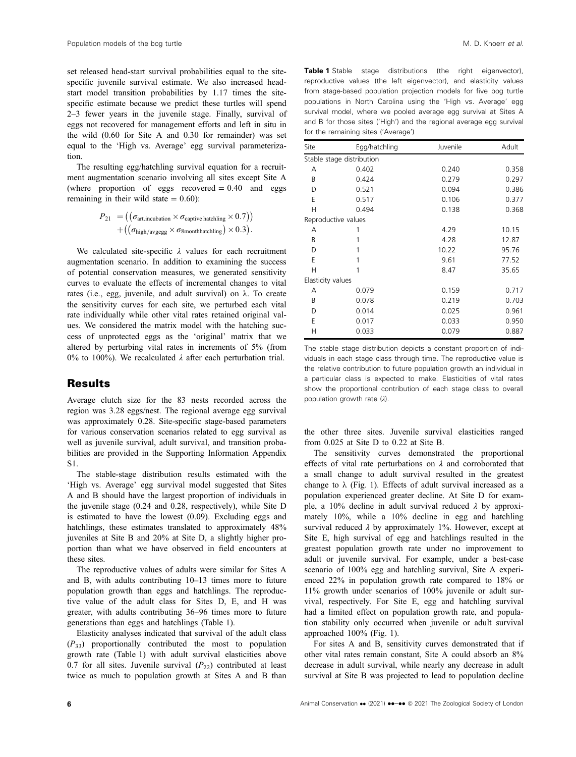set released head-start survival probabilities equal to the site-specific juvenile survival estimate. We also increased head-start model transition probabilities by 1.17 times the site-specific estimate because we predict these turtles will spend 2–3 fewer years in the juvenile stage. Finally, survival of eggs not recovered for management efforts and left in situ in the wild (0.60 for Site A and 0.30 for remainder) was set equal to the 'High vs. Average' egg survival parameterization.

The resulting egg/hatchling survival equation for a recruitment augmentation scenario involving all sites except Site A (where proportion of eggs recovered = 0.40 and eggs remaining in their wild state = 0.60):

$$P_{21} = \left(\left(\sigma_{\text{art.incubation}} \times \sigma_{\text{captive hatchling}} \times 0.7\right)\right) + \left(\left(\sigma_{\text{high/avgegg}} \times \sigma_{\text{8monthhatchling}}\right) \times 0.3\right).$$

We calculated site-specific $\lambda$ values for each recruitment augmentation scenario. In addition to examining the success of potential conservation measures, we generated sensitivity curves to evaluate the effects of incremental changes to vital rates (i.e., egg, juvenile, and adult survival) on $\lambda$. To create the sensitivity curves for each site, we perturbed each vital rate individually while other vital rates retained original values. We considered the matrix model with the hatching success of unprotected eggs as the 'original' matrix that we altered by perturbing vital rates in increments of 5% (from 0% to 100%). We recalculated $\lambda$ after each perturbation trial.

## Results

Average clutch size for the 83 nests recorded across the region was 3.28 eggs/nest. The regional average egg survival was approximately 0.28. Site-specific stage-based parameters for various conservation scenarios related to egg survival as well as juvenile survival, adult survival, and transition probabilities are provided in the Supporting Information Appendix S1.

The stable-stage distribution results estimated with the 'High vs. Average' egg survival model suggested that Sites A and B should have the largest proportion of individuals in the juvenile stage (0.24 and 0.28, respectively), while Site D is estimated to have the lowest (0.09). Excluding eggs and hatchlings, these estimates translated to approximately 48% juveniles at Site B and 20% at Site D, a slightly higher proportion than what we have observed in field encounters at these sites.

The reproductive values of adults were similar for Sites A and B, with adults contributing 10–13 times more to future population growth than eggs and hatchlings. The reproductive value of the adult class for Sites D, E, and H was greater, with adults contributing 36–96 times more to future generations than eggs and hatchlings (Table 1).

Elasticity analyses indicated that survival of the adult class ($P_{33}$) proportionally contributed the most to population growth rate (Table 1) with adult survival elasticities above 0.7 for all sites. Juvenile survival ($P_{22}$) contributed at least twice as much to population growth at Sites A and B than the other three sites. Juvenile survival elasticities ranged from 0.025 at Site D to 0.22 at Site B.

**Table 1** Stable stage distributions (the right eigenvector), reproductive values (the left eigenvector), and elasticity values from stage-based population projection models for five bog turtle populations in North Carolina using the 'High vs. Average' egg survival model, where we pooled average egg survival at Sites A and B for those sites ('High') and the regional average egg survival for the remaining sites ('Average')

| Site | Egg/hatchling | Juvenile | Adult |
|---|---|---|---|
| Stable stage distribution | | | |
| A | 0.402 | 0.240 | 0.358 |
| B | 0.424 | 0.279 | 0.297 |
| D | 0.521 | 0.094 | 0.386 |
| E | 0.517 | 0.106 | 0.377 |
| H | 0.494 | 0.138 | 0.368 |
| Reproductive values | | | |
| A | 1 | 4.29 | 10.15 |
| B | 1 | 4.28 | 12.87 |
| D | 1 | 10.22 | 95.76 |
| E | 1 | 9.61 | 77.52 |
| H | 1 | 8.47 | 35.65 |
| Elasticity values | | | |
| A | 0.079 | 0.159 | 0.717 |
| B | 0.078 | 0.219 | 0.703 |
| D | 0.014 | 0.025 | 0.961 |
| E | 0.017 | 0.033 | 0.950 |
| H | 0.033 | 0.079 | 0.887 |

The stable stage distribution depicts a constant proportion of individuals in each stage class through time. The reproductive value is the relative contribution to future population growth an individual in a particular class is expected to make. Elasticities of vital rates show the proportional contribution of each stage class to overall population growth rate ($\lambda$).

The sensitivity curves demonstrated the proportional effects of vital rate perturbations on $\lambda$ and corroborated that a small change to adult survival resulted in the greatest change to $\lambda$ (Fig. 1). Effects of adult survival increased as a population experienced greater decline. At Site D for example, a 10% decline in adult survival reduced $\lambda$ by approximately 10%, while a 10% decline in egg and hatchling survival reduced $\lambda$ by approximately 1%. However, except at Site E, high survival of egg and hatchlings resulted in the greatest population growth rate under no improvement to adult or juvenile survival. For example, under a best-case scenario of 100% egg and hatchling survival, Site A experienced 22% in population growth rate compared to 18% or 11% growth under scenarios of 100% juvenile or adult survival, respectively. For Site E, egg and hatchling survival had a limited effect on population growth rate, and population stability only occurred when juvenile or adult survival approached 100% (Fig. 1).

For sites A and B, sensitivity curves demonstrated that if other vital rates remain constant, Site A could absorb an 8% decrease in adult survival, while nearly any decrease in adult survival at Site B was projected to lead to population decline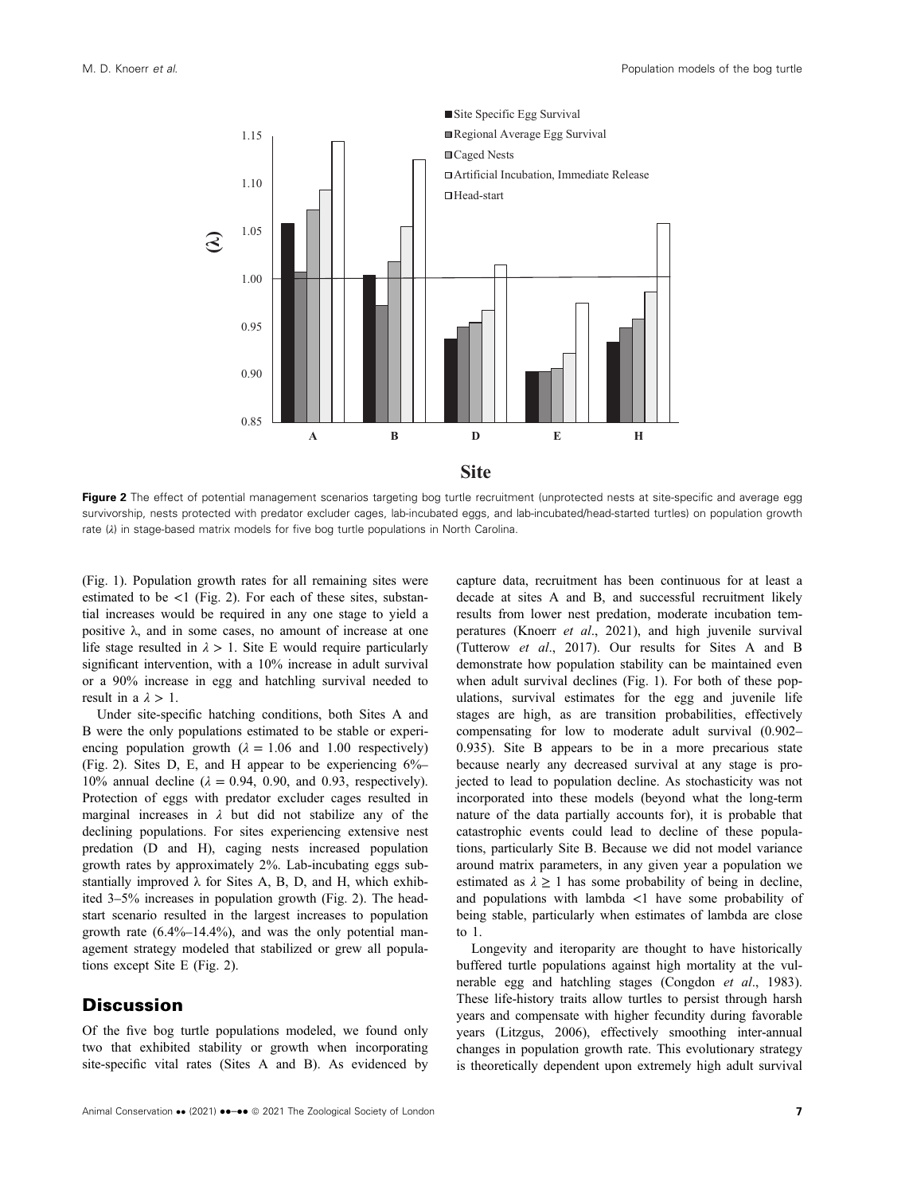Figure 2 The effect of potential management scenarios targeting bog turtle recruitment (unprotected nests at site-specific and average egg survivorship, nests protected with predator excluder cages, lab-incubated eggs, and lab-incubated/head-started turtles) on population growth rate ($\lambda$) in stage-based matrix models for five bog turtle populations in North Carolina.

(Fig. 1). Population growth rates for all remaining sites were estimated to be <1 (Fig. 2). For each of these sites, substantial increases would be required in any one stage to yield a positive λ, and in some cases, no amount of increase at one life stage resulted in $\lambda > 1$. Site E would require particularly significant intervention, with a 10% increase in adult survival or a 90% increase in egg and hatchling survival needed to result in a $\lambda > 1$.

Under site-specific hatching conditions, both Sites A and B were the only populations estimated to be stable or experiencing population growth ($\lambda = 1.06$ and 1.00 respectively) (Fig. 2). Sites D, E, and H appear to be experiencing 6%–10% annual decline ($\lambda = 0.94$, 0.90, and 0.93, respectively). Protection of eggs with predator excluder cages resulted in marginal increases in $\lambda$ but did not stabilize any of the declining populations. For sites experiencing extensive nest predation (D and H), caging nests increased population growth rates by approximately 2%. Lab-incubating eggs substantially improved λ for Sites A, B, D, and H, which exhibited 3–5% increases in population growth (Fig. 2). The head-start scenario resulted in the largest increases to population growth rate (6.4%–14.4%), and was the only potential management strategy modeled that stabilized or grew all populations except Site E (Fig. 2).

## Discussion

Of the five bog turtle populations modeled, we found only two that exhibited stability or growth when incorporating site-specific vital rates (Sites A and B). As evidenced by capture data, recruitment has been continuous for at least a decade at sites A and B, and successful recruitment likely results from lower nest predation, moderate incubation temperatures (Knoerr *et al*., 2021), and high juvenile survival (Tutterow *et al*., 2017). Our results for Sites A and B demonstrate how population stability can be maintained even when adult survival declines (Fig. 1). For both of these populations, survival estimates for the egg and juvenile life stages are high, as are transition probabilities, effectively compensating for low to moderate adult survival (0.902–0.935). Site B appears to be in a more precarious state because nearly any decreased survival at any stage is projected to lead to population decline. As stochasticity was not incorporated into these models (beyond what the long-term nature of the data partially accounts for), it is probable that catastrophic events could lead to decline of these populations, particularly Site B. Because we did not model variance around matrix parameters, in any given year a population we estimated as $\lambda \geq 1$ has some probability of being in decline, and populations with lambda <1 have some probability of being stable, particularly when estimates of lambda are close to 1.

Longevity and iteroparity are thought to have historically buffered turtle populations against high mortality at the vulnerable egg and hatchling stages (Congdon *et al*., 1983). These life-history traits allow turtles to persist through harsh years and compensate with higher fecundity during favorable years (Litzgus, 2006), effectively smoothing inter-annual changes in population growth rate. This evolutionary strategy is theoretically dependent upon extremely high adult survival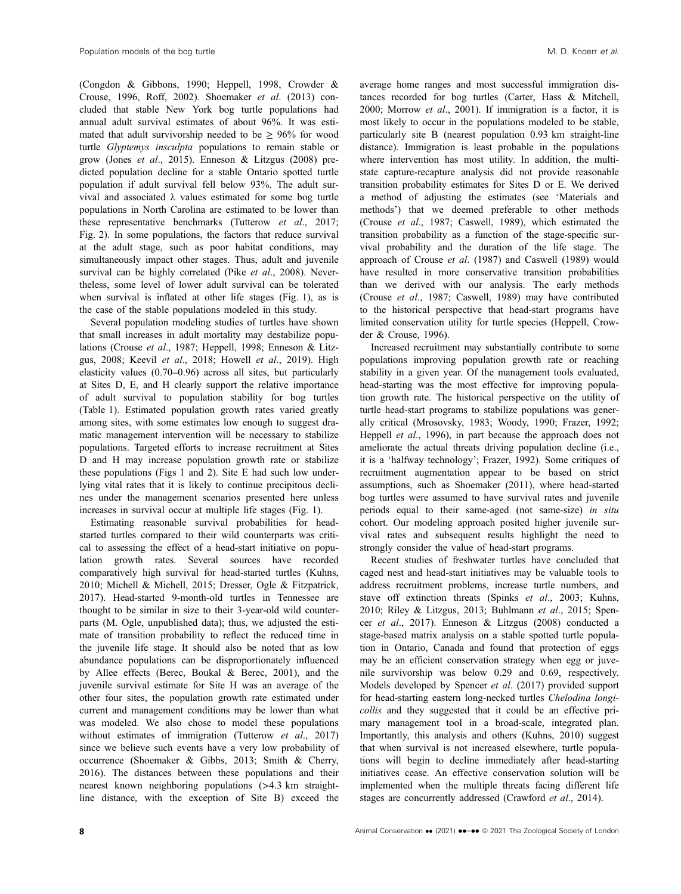(Congdon & Gibbons, 1990; Heppell, 1998, Crowder & Crouse, 1996, Roff, 2002). Shoemaker *et al*. (2013) concluded that stable New York bog turtle populations had annual adult survival estimates of about 96%. It was estimated that adult survivorship needed to be $\geq$ 96% for wood turtle *Glyptemys insculpta* populations to remain stable or grow (Jones *et al*., 2015). Enneson & Litzgus (2008) predicted population decline for a stable Ontario spotted turtle population if adult survival fell below 93%. The adult survival and associated $\lambda$ values estimated for some bog turtle populations in North Carolina are estimated to be lower than these representative benchmarks (Tutterow *et al*., 2017; Fig. 2). In some populations, the factors that reduce survival at the adult stage, such as poor habitat conditions, may simultaneously impact other stages. Thus, adult and juvenile survival can be highly correlated (Pike *et al*., 2008). Nevertheless, some level of lower adult survival can be tolerated when survival is inflated at other life stages (Fig. 1), as is the case of the stable populations modeled in this study.

Several population modeling studies of turtles have shown that small increases in adult mortality may destabilize populations (Crouse *et al*., 1987; Heppell, 1998; Enneson & Litzgus, 2008; Keevil *et al*., 2018; Howell *et al*., 2019). High elasticity values (0.70–0.96) across all sites, but particularly at Sites D, E, and H clearly support the relative importance of adult survival to population stability for bog turtles (Table 1). Estimated population growth rates varied greatly among sites, with some estimates low enough to suggest dramatic management intervention will be necessary to stabilize populations. Targeted efforts to increase recruitment at Sites D and H may increase population growth rate or stabilize these populations (Figs 1 and 2). Site E had such low underlying vital rates that it is likely to continue precipitous declines under the management scenarios presented here unless increases in survival occur at multiple life stages (Fig. 1).

Estimating reasonable survival probabilities for head-started turtles compared to their wild counterparts was critical to assessing the effect of a head-start initiative on population growth rates. Several sources have recorded comparatively high survival for head-started turtles (Kuhns, 2010; Michell & Michell, 2015; Dresser, Ogle & Fitzpatrick, 2017). Head-started 9-month-old turtles in Tennessee are thought to be similar in size to their 3-year-old wild counterparts (M. Ogle, unpublished data); thus, we adjusted the estimate of transition probability to reflect the reduced time in the juvenile life stage. It should also be noted that as low abundance populations can be disproportionately influenced by Allee effects (Berec, Boukal & Berec, 2001), and the juvenile survival estimate for Site H was an average of the other four sites, the population growth rate estimated under current and management conditions may be lower than what was modeled. We also chose to model these populations without estimates of immigration (Tutterow *et al*., 2017) since we believe such events have a very low probability of occurrence (Shoemaker & Gibbs, 2013; Smith & Cherry, 2016). The distances between these populations and their nearest known neighboring populations (>4.3 km straight-line distance, with the exception of Site B) exceed the average home ranges and most successful immigration distances recorded for bog turtles (Carter, Hass & Mitchell, 2000; Morrow *et al*., 2001). If immigration is a factor, it is most likely to occur in the populations modeled to be stable, particularly site B (nearest population 0.93 km straight-line distance). Immigration is least probable in the populations where intervention has most utility. In addition, the multi-state capture-recapture analysis did not provide reasonable transition probability estimates for Sites D or E. We derived a method of adjusting the estimates (see 'Materials and methods') that we deemed preferable to other methods (Crouse *et al*., 1987; Caswell, 1989), which estimated the transition probability as a function of the stage-specific survival probability and the duration of the life stage. The approach of Crouse *et al*. (1987) and Caswell (1989) would have resulted in more conservative transition probabilities than we derived with our analysis. The early methods (Crouse *et al*., 1987; Caswell, 1989) may have contributed to the historical perspective that head-start programs have limited conservation utility for turtle species (Heppell, Crowder & Crouse, 1996).

Increased recruitment may substantially contribute to some populations improving population growth rate or reaching stability in a given year. Of the management tools evaluated, head-starting was the most effective for improving population growth rate. The historical perspective on the utility of turtle head-start programs to stabilize populations was generally critical (Mrosovsky, 1983; Woody, 1990; Frazer, 1992; Heppell *et al*., 1996), in part because the approach does not ameliorate the actual threats driving population decline (i.e., it is a 'halfway technology'; Frazer, 1992). Some critiques of recruitment augmentation appear to be based on strict assumptions, such as Shoemaker (2011), where head-started bog turtles were assumed to have survival rates and juvenile periods equal to their same-aged (not same-size) *in situ* cohort. Our modeling approach posited higher juvenile survival rates and subsequent results highlight the need to strongly consider the value of head-start programs.

Recent studies of freshwater turtles have concluded that caged nest and head-start initiatives may be valuable tools to address recruitment problems, increase turtle numbers, and stave off extinction threats (Spinks *et al*., 2003; Kuhns, 2010; Riley & Litzgus, 2013; Buhlmann *et al*., 2015; Spencer *et al*., 2017). Enneson & Litzgus (2008) conducted a stage-based matrix analysis on a stable spotted turtle population in Ontario, Canada and found that protection of eggs may be an efficient conservation strategy when egg or juvenile survivorship was below 0.29 and 0.69, respectively. Models developed by Spencer *et al*. (2017) provided support for head-starting eastern long-necked turtles *Chelodina longicollis* and they suggested that it could be an effective primary management tool in a broad-scale, integrated plan. Importantly, this analysis and others (Kuhns, 2010) suggest that when survival is not increased elsewhere, turtle populations will begin to decline immediately after head-starting initiatives cease. An effective conservation solution will be implemented when the multiple threats facing different life stages are concurrently addressed (Crawford *et al*., 2014).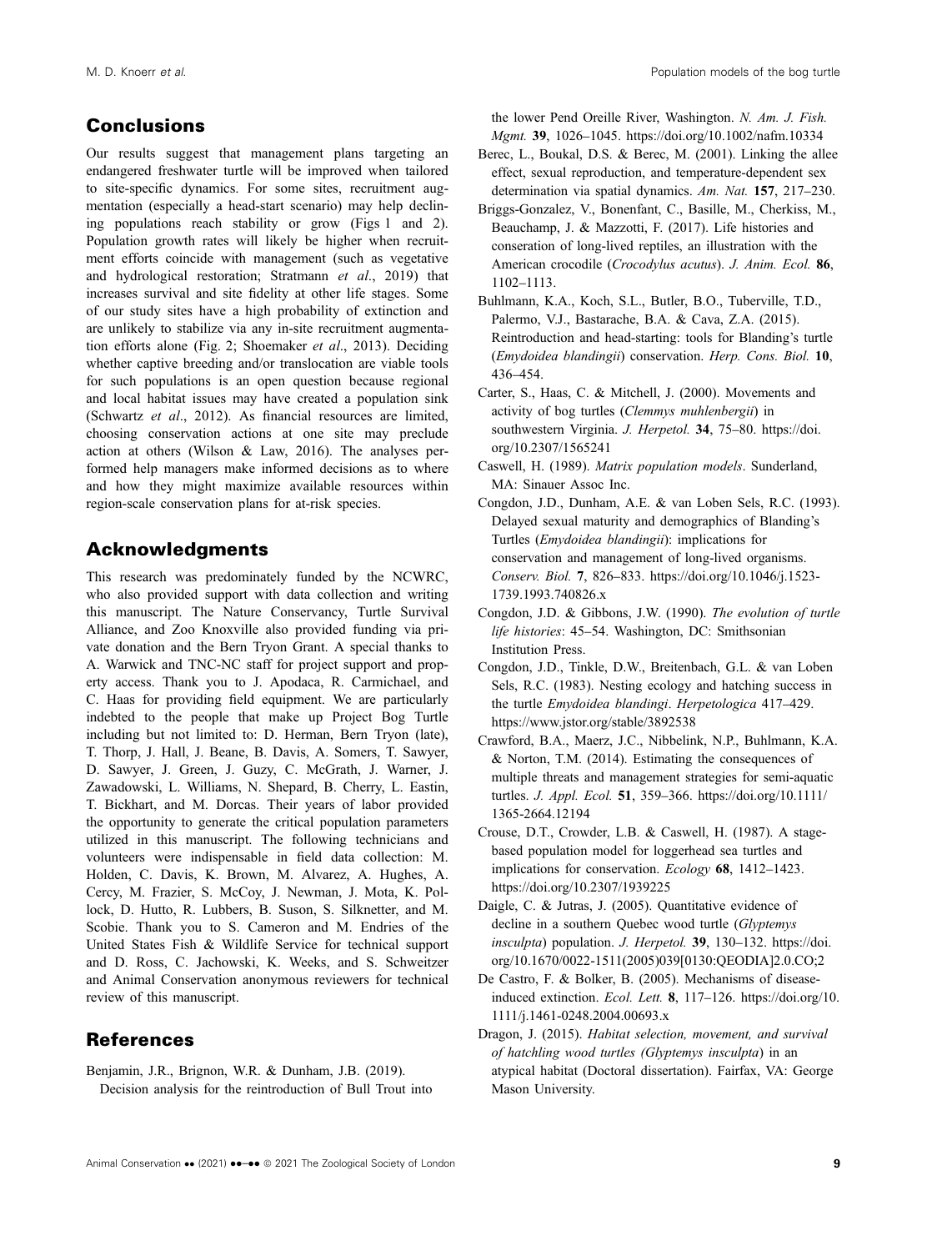## Conclusions

Our results suggest that management plans targeting an endangered freshwater turtle will be improved when tailored to site-specific dynamics. For some sites, recruitment augmentation (especially a head-start scenario) may help declining populations reach stability or grow (Figs 1 and 2). Population growth rates will likely be higher when recruitment efforts coincide with management (such as vegetative and hydrological restoration; Stratmann *et al*., 2019) that increases survival and site fidelity at other life stages. Some of our study sites have a high probability of extinction and are unlikely to stabilize via any in-site recruitment augmentation efforts alone (Fig. 2; Shoemaker *et al*., 2013). Deciding whether captive breeding and/or translocation are viable tools for such populations is an open question because regional and local habitat issues may have created a population sink (Schwartz *et al*., 2012). As financial resources are limited, choosing conservation actions at one site may preclude action at others (Wilson & Law, 2016). The analyses performed help managers make informed decisions as to where and how they might maximize available resources within region-scale conservation plans for at-risk species.

## Acknowledgments

This research was predominately funded by the NCWRC, who also provided support with data collection and writing this manuscript. The Nature Conservancy, Turtle Survival Alliance, and Zoo Knoxville also provided funding via private donation and the Bern Tryon Grant. A special thanks to A. Warwick and TNC-NC staff for project support and property access. Thank you to J. Apodaca, R. Carmichael, and C. Haas for providing field equipment. We are particularly indebted to the people that make up Project Bog Turtle including but not limited to: D. Herman, Bern Tryon (late), T. Thorp, J. Hall, J. Beane, B. Davis, A. Somers, T. Sawyer, D. Sawyer, J. Green, J. Guzy, C. McGrath, J. Warner, J. Zawadowski, L. Williams, N. Shepard, B. Cherry, L. Eastin, T. Bickhart, and M. Dorcas. Their years of labor provided the opportunity to generate the critical population parameters utilized in this manuscript. The following technicians and volunteers were indispensable in field data collection: M. Holden, C. Davis, K. Brown, M. Alvarez, A. Hughes, A. Cercy, M. Frazier, S. McCoy, J. Newman, J. Mota, K. Pollock, D. Hutto, R. Lubbers, B. Suson, S. Silknetter, and M. Scobie. Thank you to S. Cameron and M. Endries of the United States Fish & Wildlife Service for technical support and D. Ross, C. Jachowski, K. Weeks, and S. Schweitzer and Animal Conservation anonymous reviewers for technical review of this manuscript.

## References

Benjamin, J.R., Brignon, W.R. & Dunham, J.B. (2019). Decision analysis for the reintroduction of Bull Trout into the lower Pend Oreille River, Washington. *N. Am. J. Fish. Mgmt.* **39**, 1026–1045. https://doi.org/10.1002/nafm.10334

Berec, L., Boukal, D.S. & Berec, M. (2001). Linking the allee effect, sexual reproduction, and temperature-dependent sex determination via spatial dynamics. *Am. Nat.* **157**, 217–230.

Briggs-Gonzalez, V., Bonenfant, C., Basille, M., Cherkiss, M., Beauchamp, J. & Mazzotti, F. (2017). Life histories and conservation of long-lived reptiles, an illustration with the American crocodile (*Crocodylus acutus*). *J. Anim. Ecol.* **86**, 1102–1113.

Buhlmann, K.A., Koch, S.L., Butler, B.O., Tuberville, T.D., Palermo, V.J., Bastarache, B.A. & Cava, Z.A. (2015). Reintroduction and head-starting: tools for Blanding's turtle (*Emydoidea blandingii*) conservation. *Herp. Cons. Biol.* **10**, 436–454.

Carter, S., Haas, C. & Mitchell, J. (2000). Movements and activity of bog turtles (*Clemmys muhlenbergii*) in southwestern Virginia. *J. Herpetol.* **34**, 75–80. https://doi.org/10.2307/1565241

Caswell, H. (1989). *Matrix population models*. Sunderland, MA: Sinauer Assoc Inc.

Congdon, J.D., Dunham, A.E. & van Loben Sels, R.C. (1993). Delayed sexual maturity and demographics of Blanding's Turtles (*Emydoidea blandingii*): implications for conservation and management of long-lived organisms. *Conserv. Biol.* **7**, 826–833. https://doi.org/10.1046/j.1523-1739.1993.740826.x

Congdon, J.D. & Gibbons, J.W. (1990). *The evolution of turtle life histories*: 45–54. Washington, DC: Smithsonian Institution Press.

Congdon, J.D., Tinkle, D.W., Breitenbach, G.L. & van Loben Sels, R.C. (1983). Nesting ecology and hatching success in the turtle *Emydoidea blandingi*. *Herpetologica* 417–429. https://www.jstor.org/stable/3892538

Crawford, B.A., Maerz, J.C., Nibbelink, N.P., Buhlmann, K.A. & Norton, T.M. (2014). Estimating the consequences of multiple threats and management strategies for semi-aquatic turtles. *J. Appl. Ecol.* **51**, 359–366. https://doi.org/10.1111/1365-2664.12194

Crouse, D.T., Crowder, L.B. & Caswell, H. (1987). A stage-based population model for loggerhead sea turtles and implications for conservation. *Ecology* **68**, 1412–1423. https://doi.org/10.2307/1939225

Daigle, C. & Jutras, J. (2005). Quantitative evidence of decline in a southern Quebec wood turtle (*Glyptemys insculpta*) population. *J. Herpetol.* **39**, 130–132. https://doi.org/10.1670/0022-1511(2005)039[0130:QEODIA]2.0.CO;2

De Castro, F. & Bolker, B. (2005). Mechanisms of disease-induced extinction. *Ecol. Lett.* **8**, 117–126. https://doi.org/10.1111/j.1461-0248.2004.00693.x

Dragon, J. (2015). *Habitat selection, movement, and survival of hatchling wood turtles (Glyptemys insculpta) in an atypical habitat* (Doctoral dissertation). Fairfax, VA: George Mason University.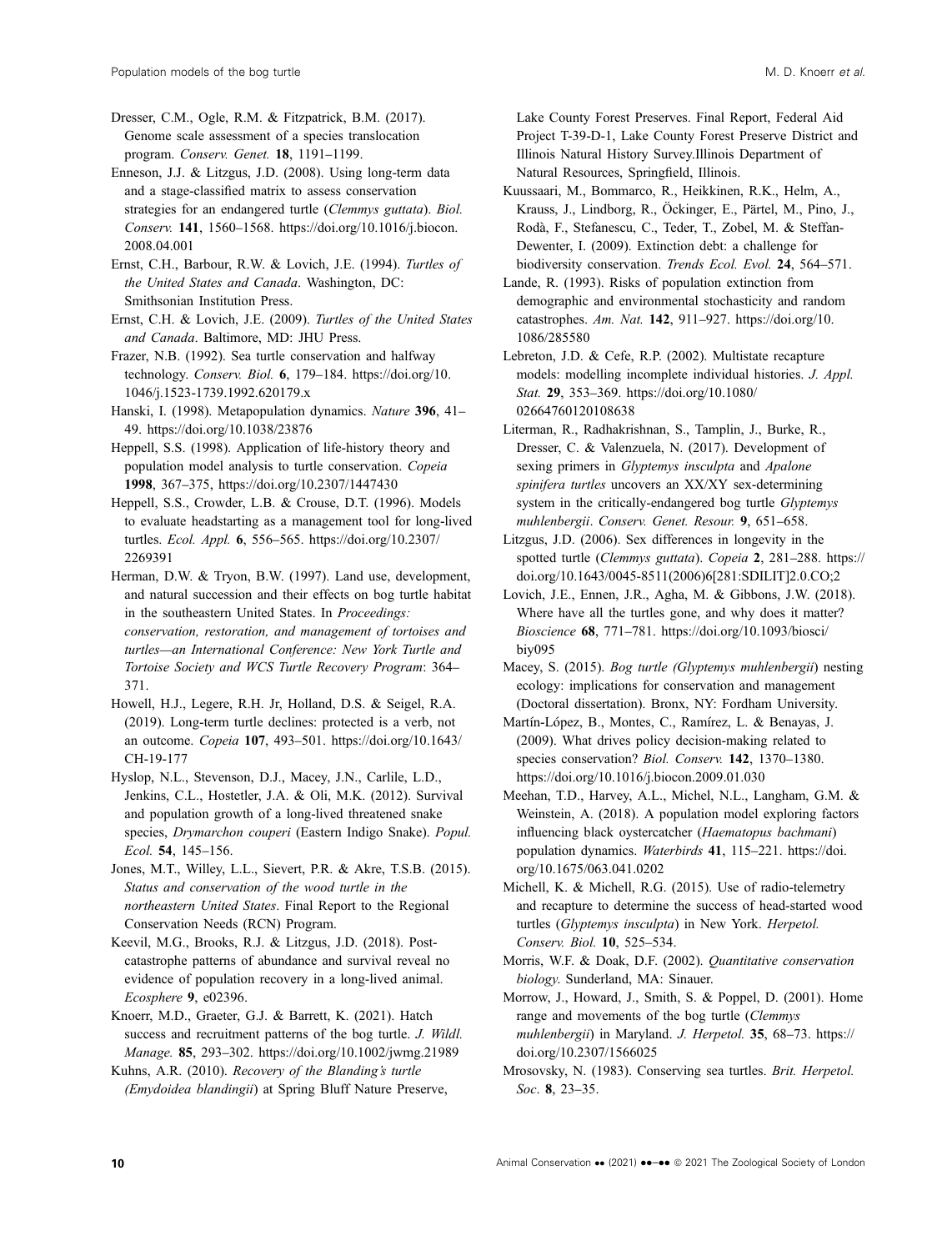Dresser, C.M., Ogle, R.M. & Fitzpatrick, B.M. (2017). Genome scale assessment of a species translocation program. *Conserv. Genet.* **18**, 1191–1199.

Enneson, J.J. & Litzgus, J.D. (2008). Using long-term data and a stage-classified matrix to assess conservation strategies for an endangered turtle (*Clemmys guttata*). *Biol. Conserv.* **141**, 1560–1568. https://doi.org/10.1016/j.biocon.2008.04.001

Ernst, C.H., Barbour, R.W. & Lovich, J.E. (1994). *Turtles of the United States and Canada*. Washington, DC: Smithsonian Institution Press.

Ernst, C.H. & Lovich, J.E. (2009). *Turtles of the United States and Canada*. Baltimore, MD: JHU Press.

Frazer, N.B. (1992). Sea turtle conservation and halfway technology. *Conserv. Biol.* **6**, 179–184. https://doi.org/10.1046/j.1523-1739.1992.620179.x

Hanski, I. (1998). Metapopulation dynamics. *Nature* **396**, 41–49. https://doi.org/10.1038/23876

Heppell, S.S. (1998). Application of life-history theory and population model analysis to turtle conservation. *Copeia* **1998**, 367–375, https://doi.org/10.2307/1447430

Heppell, S.S., Crowder, L.B. & Crouse, D.T. (1996). Models to evaluate headstarting as a management tool for long-lived turtles. *Ecol. Appl.* **6**, 556–565. https://doi.org/10.2307/2269391

Herman, D.W. & Tryon, B.W. (1997). Land use, development, and natural succession and their effects on bog turtle habitat in the southeastern United States. In *Proceedings: conservation, restoration, and management of tortoises and turtles—an International Conference: New York Turtle and Tortoise Society and WCS Turtle Recovery Program*: 364–371.

Howell, H.J., Legere, R.H. Jr, Holland, D.S. & Seigel, R.A. (2019). Long-term turtle declines: protected is a verb, not an outcome. *Copeia* **107**, 493–501. https://doi.org/10.1643/CH-19-177

Hyslop, N.L., Stevenson, D.J., Macey, J.N., Carlile, L.D., Jenkins, C.L., Hostetler, J.A. & Oli, M.K. (2012). Survival and population growth of a long-lived threatened snake species, *Drymarchon couperi* (Eastern Indigo Snake). *Popul. Ecol.* **54**, 145–156.

Jones, M.T., Willey, L.L., Sievert, P.R. & Akre, T.S.B. (2015). *Status and conservation of the wood turtle in the northeastern United States*. Final Report to the Regional Conservation Needs (RCN) Program.

Keevil, M.G., Brooks, R.J. & Litzgus, J.D. (2018). Post-catastrophe patterns of abundance and survival reveal no evidence of population recovery in a long-lived animal. *Ecosphere* **9**, e02396.

Knoerr, M.D., Graeter, G.J. & Barrett, K. (2021). Hatch success and recruitment patterns of the bog turtle. *J. Wildl. Manage.* **85**, 293–302. https://doi.org/10.1002/jwmg.21989

Kuhns, A.R. (2010). *Recovery of the Blanding's turtle (Emydoidea blandingii) at Spring Bluff Nature Preserve, Lake County Forest Preserves*. Final Report, Federal Aid Project T-39-D-1, Lake County Forest Preserve District and Illinois Natural History Survey.Illinois Department of Natural Resources, Springfield, Illinois.

Kuussaari, M., Bommarco, R., Heikkinen, R.K., Helm, A., Krauss, J., Lindborg, R., Öckinger, E., Pärtel, M., Pino, J., Rodà, F., Stefanescu, C., Teder, T., Zobel, M. & Steffan-Dewenter, I. (2009). Extinction debt: a challenge for biodiversity conservation. *Trends Ecol. Evol.* **24**, 564–571.

Lande, R. (1993). Risks of population extinction from demographic and environmental stochasticity and random catastrophes. *Am. Nat.* **142**, 911–927. https://doi.org/10.1086/285580

Lebreton, J.D. & Cefe, R.P. (2002). Multistate recapture models: modelling incomplete individual histories. *J. Appl. Stat.* **29**, 353–369. https://doi.org/10.1080/02664760120108638

Literman, R., Radhakrishnan, S., Tamplin, J., Burke, R., Dresser, C. & Valenzuela, N. (2017). Development of sexing primers in *Glyptemys insculpta* and *Apalone spinifera turtles* uncovers an XX/XY sex-determining system in the critically-endangered bog turtle *Glyptemys muhlenbergii*. *Conserv. Genet. Resour.* **9**, 651–658.

Litzgus, J.D. (2006). Sex differences in longevity in the spotted turtle (*Clemmys guttata*). *Copeia* **2**, 281–288. https://doi.org/10.1643/0045-8511(2006)6[281:SDILIT]2.0.CO;2

Lovich, J.E., Ennen, J.R., Agha, M. & Gibbons, J.W. (2018). Where have all the turtles gone, and why does it matter? *Bioscience* **68**, 771–781. https://doi.org/10.1093/biosci/biy095

Macey, S. (2015). *Bog turtle (Glyptemys muhlenbergii) nesting ecology: implications for conservation and management* (Doctoral dissertation). Bronx, NY: Fordham University.

Martín-López, B., Montes, C., Ramírez, L. & Benayas, J. (2009). What drives policy decision-making related to species conservation? *Biol. Conserv.* **142**, 1370–1380. https://doi.org/10.1016/j.biocon.2009.01.030

Meehan, T.D., Harvey, A.L., Michel, N.L., Langham, G.M. & Weinstein, A. (2018). A population model exploring factors influencing black oystercatcher (*Haematopus bachmani*) population dynamics. *Waterbirds* **41**, 115–221. https://doi.org/10.1675/063.041.0202

Michell, K. & Michell, R.G. (2015). Use of radio-telemetry and recapture to determine the success of head-started wood turtles (*Glyptemys insculpta*) in New York. *Herpetol. Conserv. Biol.* **10**, 525–534.

Morris, W.F. & Doak, D.F. (2002). *Quantitative conservation biology*. Sunderland, MA: Sinauer.

Morrow, J., Howard, J., Smith, S. & Poppel, D. (2001). Home range and movements of the bog turtle (*Clemmys muhlenbergii*) in Maryland. *J. Herpetol.* **35**, 68–73. https://doi.org/10.2307/1566025

Mrosovsky, N. (1983). Conserving sea turtles. *Brit. Herpetol. Soc.* **8**, 23–35.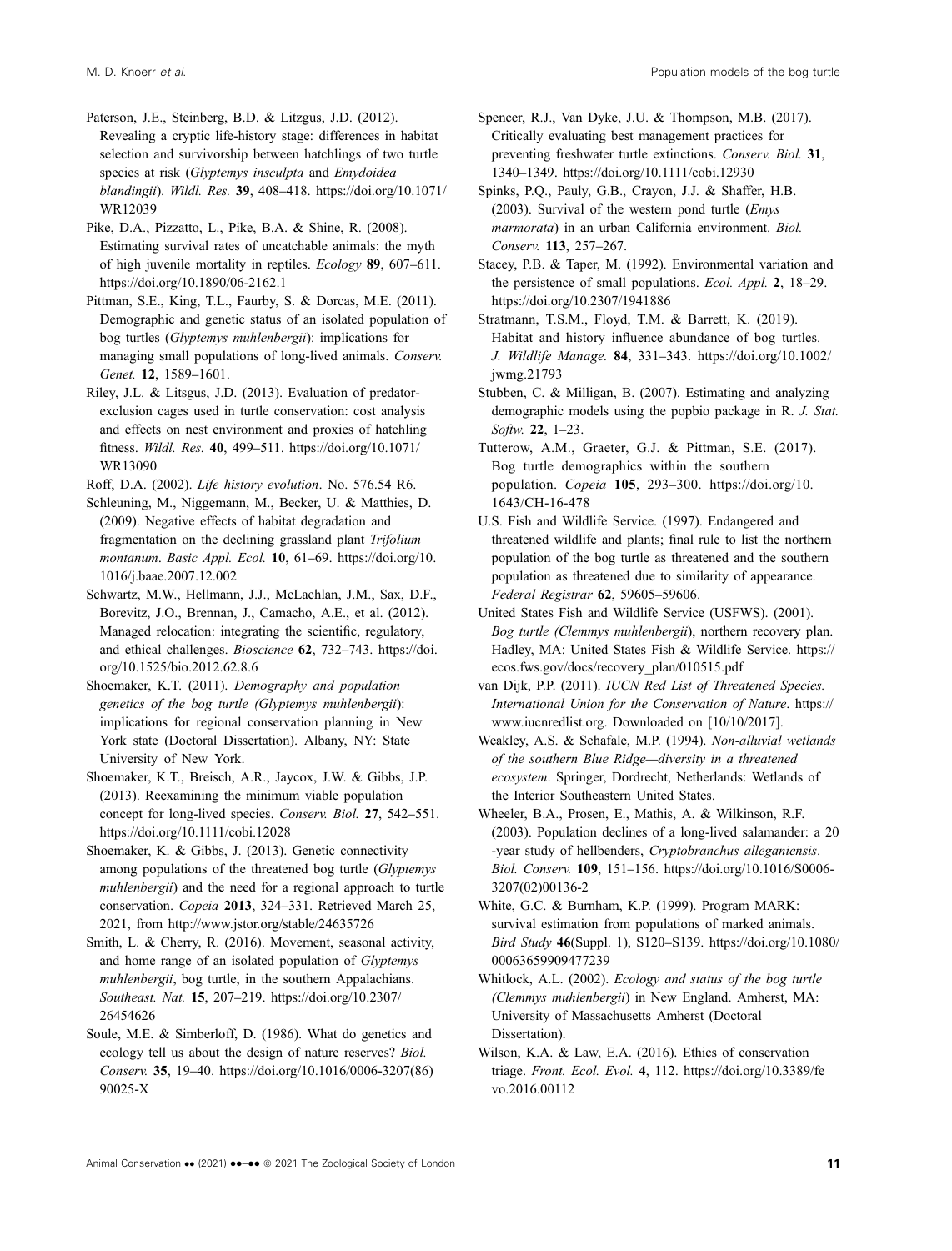Paterson, J.E., Steinberg, B.D. & Litzgus, J.D. (2012). Revealing a cryptic life-history stage: differences in habitat selection and survivorship between hatchlings of two turtle species at risk (*Glyptemys insculpta* and *Emydoidea blandingii*). *Wildl. Res.* **39**, 408–418. https://doi.org/10.1071/WR12039

Pike, D.A., Pizzatto, L., Pike, B.A. & Shine, R. (2008). Estimating survival rates of uncatchable animals: the myth of high juvenile mortality in reptiles. *Ecology* **89**, 607–611. https://doi.org/10.1890/06-2162.1

Pittman, S.E., King, T.L., Faurby, S. & Dorcas, M.E. (2011). Demographic and genetic status of an isolated population of bog turtles (*Glyptemys muhlenbergii*): implications for managing small populations of long-lived animals. *Conserv. Genet.* **12**, 1589–1601.

Riley, J.L. & Litsgus, J.D. (2013). Evaluation of predator-exclusion cages used in turtle conservation: cost analysis and effects on nest environment and proxies of hatchling fitness. *Wildl. Res.* **40**, 499–511. https://doi.org/10.1071/WR13090

Roff, D.A. (2002). *Life history evolution*. No. 576.54 R6.

Schleuning, M., Niggemann, M., Becker, U. & Matthies, D. (2009). Negative effects of habitat degradation and fragmentation on the declining grassland plant *Trifolium montanum*. *Basic Appl. Ecol.* **10**, 61–69. https://doi.org/10.1016/j.baae.2007.12.002

Schwartz, M.W., Hellmann, J.J., McLachlan, J.M., Sax, D.F., Borevitz, J.O., Brennan, J., Camacho, A.E., et al. (2012). Managed relocation: integrating the scientific, regulatory, and ethical challenges. *Bioscience* **62**, 732–743. https://doi.org/10.1525/bio.2012.62.8.6

Shoemaker, K.T. (2011). *Demography and population genetics of the bog turtle (Glyptemys muhlenbergii)*: implications for regional conservation planning in New York state (Doctoral Dissertation). Albany, NY: State University of New York.

Shoemaker, K.T., Breisch, A.R., Jaycox, J.W. & Gibbs, J.P. (2013). Reexamining the minimum viable population concept for long-lived species. *Conserv. Biol.* **27**, 542–551. https://doi.org/10.1111/cobi.12028

Shoemaker, K. & Gibbs, J. (2013). Genetic connectivity among populations of the threatened bog turtle (*Glyptemys muhlenbergii*) and the need for a regional approach to turtle conservation. *Copeia* **2013**, 324–331. Retrieved March 25, 2021, from http://www.jstor.org/stable/24635726

Smith, L. & Cherry, R. (2016). Movement, seasonal activity, and home range of an isolated population of *Glyptemys muhlenbergii*, bog turtle, in the southern Appalachians. *Southeast. Nat.* **15**, 207–219. https://doi.org/10.2307/26454626

Soule, M.E. & Simberloff, D. (1986). What do genetics and ecology tell us about the design of nature reserves? *Biol. Conserv.* **35**, 19–40. https://doi.org/10.1016/0006-3207(86)90025-X

Spencer, R.J., Van Dyke, J.U. & Thompson, M.B. (2017). Critically evaluating best management practices for preventing freshwater turtle extinctions. *Conserv. Biol.* **31**, 1340–1349. https://doi.org/10.1111/cobi.12930

Spinks, P.Q., Pauly, G.B., Crayon, J.J. & Shaffer, H.B. (2003). Survival of the western pond turtle (*Emys marmorata*) in an urban California environment. *Biol. Conserv.* **113**, 257–267.

Stacey, P.B. & Taper, M. (1992). Environmental variation and the persistence of small populations. *Ecol. Appl.* **2**, 18–29. https://doi.org/10.2307/1941886

Stratmann, T.S.M., Floyd, T.M. & Barrett, K. (2019). Habitat and history influence abundance of bog turtles. *J. Wildlife Manage.* **84**, 331–343. https://doi.org/10.1002/jwmg.21793

Stubben, C. & Milligan, B. (2007). Estimating and analyzing demographic models using the popbio package in R. *J. Stat. Softw.* **22**, 1–23.

Tutterow, A.M., Graeter, G.J. & Pittman, S.E. (2017). Bog turtle demographics within the southern population. *Copeia* **105**, 293–300. https://doi.org/10.1643/CH-16-478

U.S. Fish and Wildlife Service. (1997). Endangered and threatened wildlife and plants; final rule to list the northern population of the bog turtle as threatened and the southern population as threatened due to similarity of appearance. *Federal Registrar* **62**, 59605–59606.

United States Fish and Wildlife Service (USFWS). (2001). *Bog turtle (Clemmys muhlenbergii)*, northern recovery plan. Hadley, MA: United States Fish & Wildlife Service. https://ecos.fws.gov/docs/recovery_plan/010515.pdf

van Dijk, P.P. (2011). *IUCN Red List of Threatened Species. International Union for the Conservation of Nature*. https://www.iucnredlist.org. Downloaded on [10/10/2017].

Weakley, A.S. & Schafale, M.P. (1994). *Non-alluvial wetlands of the southern Blue Ridge—diversity in a threatened ecosystem*. Springer, Dordrecht, Netherlands: Wetlands of the Interior Southeastern United States.

Wheeler, B.A., Prosen, E., Mathis, A. & Wilkinson, R.F. (2003). Population declines of a long-lived salamander: a 20-year study of hellbenders, *Cryptobranchus alleganiensis*. *Biol. Conserv.* **109**, 151–156. https://doi.org/10.1016/S0006-3207(02)00136-2

White, G.C. & Burnham, K.P. (1999). Program MARK: survival estimation from populations of marked animals. *Bird Study* **46**(Suppl. 1), S120–S139. https://doi.org/10.1080/00063659909477239

Whitlock, A.L. (2002). *Ecology and status of the bog turtle (Clemmys muhlenbergii)* in New England. Amherst, MA: University of Massachusetts Amherst (Doctoral Dissertation).

Wilson, K.A. & Law, E.A. (2016). Ethics of conservation triage. *Front. Ecol. Evol.* **4**, 112. https://doi.org/10.3389/fevo.2016.00112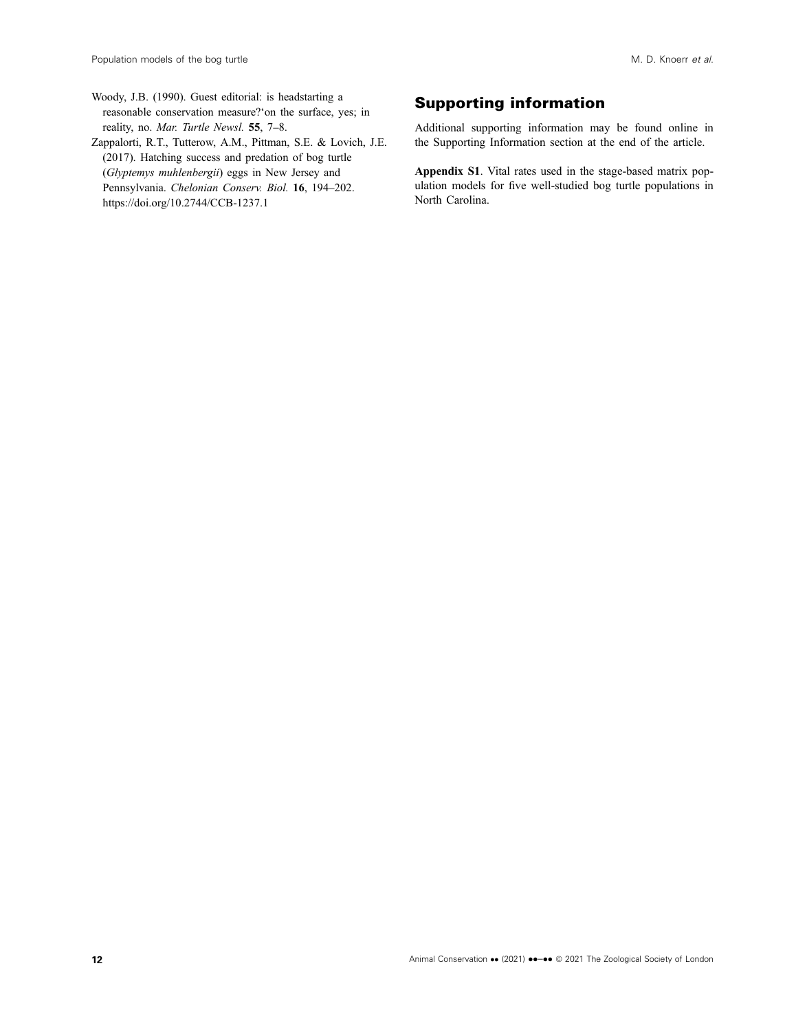Woody, J.B. (1990). Guest editorial: is headstarting a reasonable conservation measure?'on the surface, yes; in reality, no. *Mar. Turtle Newsl.* **55**, 7–8.

Zappalorti, R.T., Tutterow, A.M., Pittman, S.E. & Lovich, J.E. (2017). Hatching success and predation of bog turtle (*Glyptemys muhlenbergii*) eggs in New Jersey and Pennsylvania. *Chelonian Conserv. Biol.* **16**, 194–202. https://doi.org/10.2744/CCB-1237.1

## Supporting information

Additional supporting information may be found online in the Supporting Information section at the end of the article.

**Appendix S1**. Vital rates used in the stage-based matrix population models for five well-studied bog turtle populations in North Carolina.